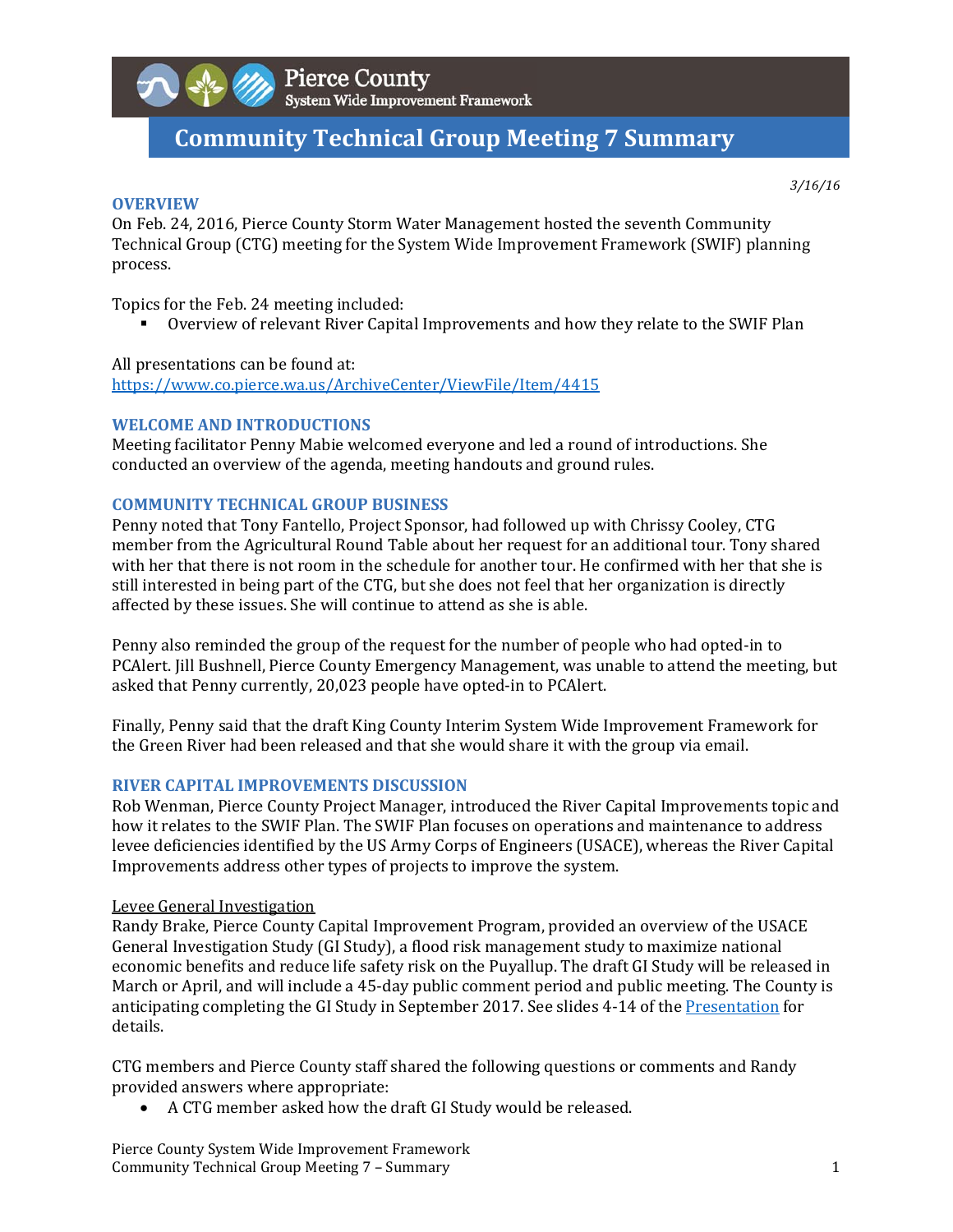# Community Technical Group Meeting 7 Summary

*3/16/16*

## OVERVIEW

On Feb. 24, 2016, Pierce County Storm Water Management hosted the seventh Community Technical Group (CTG) meeting for the System Wide Improvement Framework (SWIF) planning process.

Topics for the Feb. 24 meeting included:

- Overview of relevant River Capital Improvements and how they relate to the SWIF Plan

All presentations can be found at:
https://www.co.pierce.wa.us/ArchiveCenter/ViewFile/Item/4415

## WELCOME AND INTRODUCTIONS

Meeting facilitator Penny Mabie welcomed everyone and led a round of introductions. She conducted an overview of the agenda, meeting handouts and ground rules.

## COMMUNITY TECHNICAL GROUP BUSINESS

Penny noted that Tony Fantello, Project Sponsor, had followed up with Chrissy Cooley, CTG member from the Agricultural Round Table about her request for an additional tour. Tony shared with her that there is not room in the schedule for another tour. He confirmed with her that she is still interested in being part of the CTG, but she does not feel that her organization is directly affected by these issues. She will continue to attend as she is able.

Penny also reminded the group of the request for the number of people who had opted-in to PCAlert. Jill Bushnell, Pierce County Emergency Management, was unable to attend the meeting, but asked that Penny currently, 20,023 people have opted-in to PCAlert.

Finally, Penny said that the draft King County Interim System Wide Improvement Framework for the Green River had been released and that she would share it with the group via email.

## RIVER CAPITAL IMPROVEMENTS DISCUSSION

Rob Wenman, Pierce County Project Manager, introduced the River Capital Improvements topic and how it relates to the SWIF Plan. The SWIF Plan focuses on operations and maintenance to address levee deficiencies identified by the US Army Corps of Engineers (USACE), whereas the River Capital Improvements address other types of projects to improve the system.

### Levee General Investigation

Randy Brake, Pierce County Capital Improvement Program, provided an overview of the USACE General Investigation Study (GI Study), a flood risk management study to maximize national economic benefits and reduce life safety risk on the Puyallup. The draft GI Study will be released in March or April, and will include a 45-day public comment period and public meeting. The County is anticipating completing the GI Study in September 2017. See slides 4-14 of the Presentation for details.

CTG members and Pierce County staff shared the following questions or comments and Randy provided answers where appropriate:

- A CTG member asked how the draft GI Study would be released.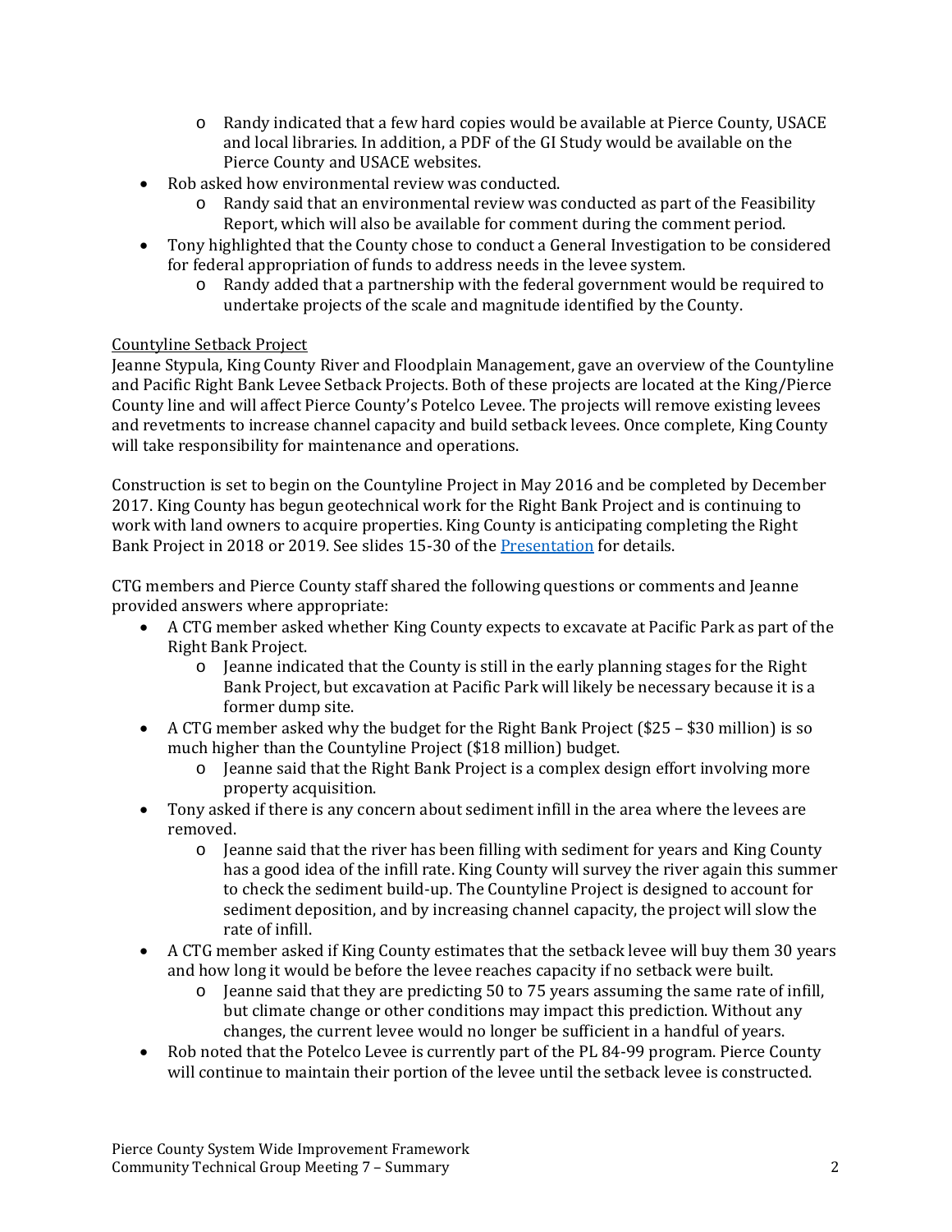- Randy indicated that a few hard copies would be available at Pierce County, USACE and local libraries. In addition, a PDF of the GI Study would be available on the Pierce County and USACE websites.
- Rob asked how environmental review was conducted.
    - Randy said that an environmental review was conducted as part of the Feasibility Report, which will also be available for comment during the comment period.
- Tony highlighted that the County chose to conduct a General Investigation to be considered for federal appropriation of funds to address needs in the levee system.
    - Randy added that a partnership with the federal government would be required to undertake projects of the scale and magnitude identified by the County.

<u>Countyline Setback Project</u>

Jeanne Stypula, King County River and Floodplain Management, gave an overview of the Countyline and Pacific Right Bank Levee Setback Projects. Both of these projects are located at the King/Pierce County line and will affect Pierce County's Potelco Levee. The projects will remove existing levees and revetments to increase channel capacity and build setback levees. Once complete, King County will take responsibility for maintenance and operations.

Construction is set to begin on the Countyline Project in May 2016 and be completed by December 2017. King County has begun geotechnical work for the Right Bank Project and is continuing to work with land owners to acquire properties. King County is anticipating completing the Right Bank Project in 2018 or 2019. See slides 15-30 of the [Presentation] for details.

CTG members and Pierce County staff shared the following questions or comments and Jeanne provided answers where appropriate:

- A CTG member asked whether King County expects to excavate at Pacific Park as part of the Right Bank Project.
    - Jeanne indicated that the County is still in the early planning stages for the Right Bank Project, but excavation at Pacific Park will likely be necessary because it is a former dump site.
- A CTG member asked why the budget for the Right Bank Project ($25 – $30 million) is so much higher than the Countyline Project ($18 million) budget.
    - Jeanne said that the Right Bank Project is a complex design effort involving more property acquisition.
- Tony asked if there is any concern about sediment infill in the area where the levees are removed.
    - Jeanne said that the river has been filling with sediment for years and King County has a good idea of the infill rate. King County will survey the river again this summer to check the sediment build-up. The Countyline Project is designed to account for sediment deposition, and by increasing channel capacity, the project will slow the rate of infill.
- A CTG member asked if King County estimates that the setback levee will buy them 30 years and how long it would be before the levee reaches capacity if no setback were built.
    - Jeanne said that they are predicting 50 to 75 years assuming the same rate of infill, but climate change or other conditions may impact this prediction. Without any changes, the current levee would no longer be sufficient in a handful of years.
- Rob noted that the Potelco Levee is currently part of the PL 84-99 program. Pierce County will continue to maintain their portion of the levee until the setback levee is constructed.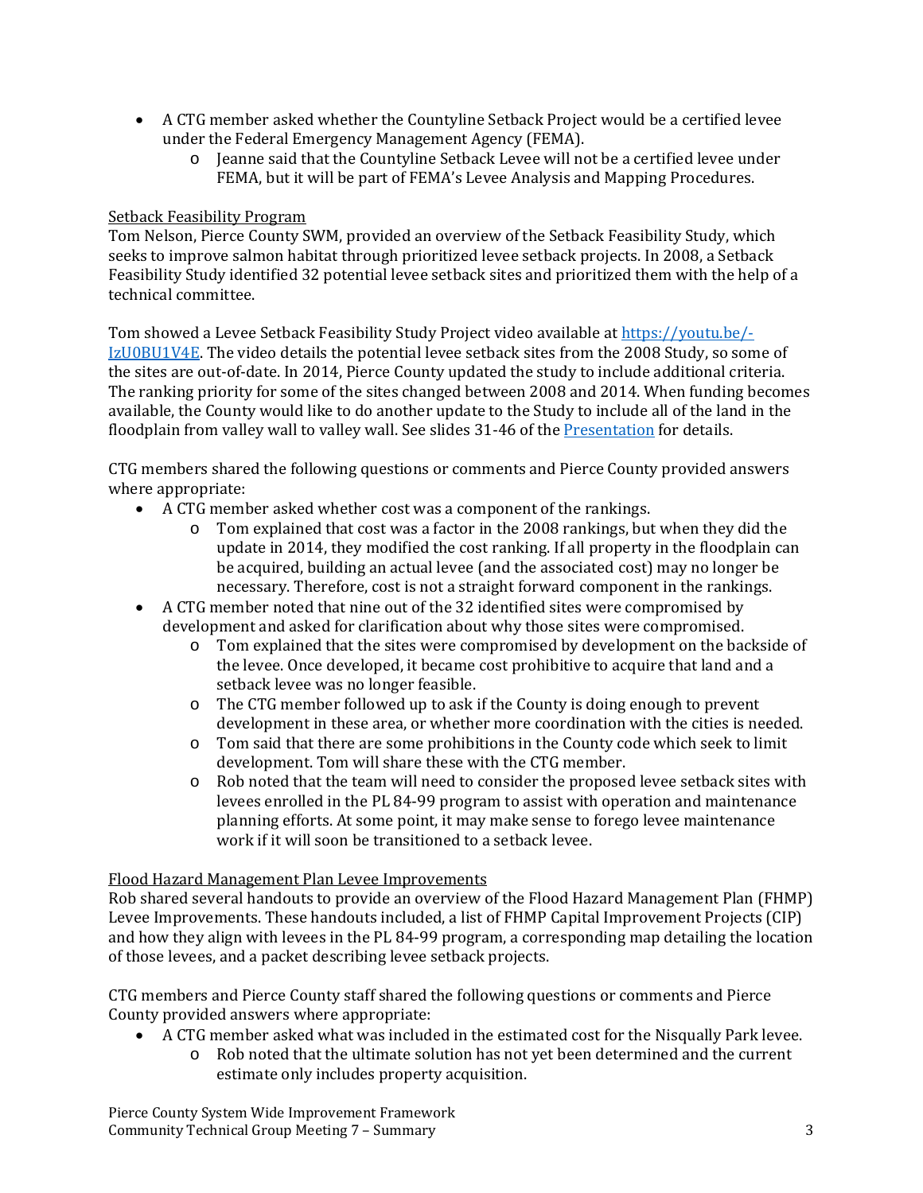- A CTG member asked whether the Countyline Setback Project would be a certified levee under the Federal Emergency Management Agency (FEMA).
    - Jeanne said that the Countyline Setback Levee will not be a certified levee under FEMA, but it will be part of FEMA's Levee Analysis and Mapping Procedures.

Setback Feasibility Program

Tom Nelson, Pierce County SWM, provided an overview of the Setback Feasibility Study, which seeks to improve salmon habitat through prioritized levee setback projects. In 2008, a Setback Feasibility Study identified 32 potential levee setback sites and prioritized them with the help of a technical committee.

Tom showed a Levee Setback Feasibility Study Project video available at [https://youtu.be/-IzU0BU1V4E](https://youtu.be/-IzU0BU1V4E). The video details the potential levee setback sites from the 2008 Study, so some of the sites are out-of-date. In 2014, Pierce County updated the study to include additional criteria. The ranking priority for some of the sites changed between 2008 and 2014. When funding becomes available, the County would like to do another update to the Study to include all of the land in the floodplain from valley wall to valley wall. See slides 31-46 of the Presentation for details.

CTG members shared the following questions or comments and Pierce County provided answers where appropriate:

- A CTG member asked whether cost was a component of the rankings.
    - Tom explained that cost was a factor in the 2008 rankings, but when they did the update in 2014, they modified the cost ranking. If all property in the floodplain can be acquired, building an actual levee (and the associated cost) may no longer be necessary. Therefore, cost is not a straight forward component in the rankings.
- A CTG member noted that nine out of the 32 identified sites were compromised by development and asked for clarification about why those sites were compromised.
    - Tom explained that the sites were compromised by development on the backside of the levee. Once developed, it became cost prohibitive to acquire that land and a setback levee was no longer feasible.
    - The CTG member followed up to ask if the County is doing enough to prevent development in these area, or whether more coordination with the cities is needed.
    - Tom said that there are some prohibitions in the County code which seek to limit development. Tom will share these with the CTG member.
    - Rob noted that the team will need to consider the proposed levee setback sites with levees enrolled in the PL 84-99 program to assist with operation and maintenance planning efforts. At some point, it may make sense to forego levee maintenance work if it will soon be transitioned to a setback levee.

Flood Hazard Management Plan Levee Improvements

Rob shared several handouts to provide an overview of the Flood Hazard Management Plan (FHMP) Levee Improvements. These handouts included, a list of FHMP Capital Improvement Projects (CIP) and how they align with levees in the PL 84-99 program, a corresponding map detailing the location of those levees, and a packet describing levee setback projects.

CTG members and Pierce County staff shared the following questions or comments and Pierce County provided answers where appropriate:

- A CTG member asked what was included in the estimated cost for the Nisqually Park levee.
    - Rob noted that the ultimate solution has not yet been determined and the current estimate only includes property acquisition.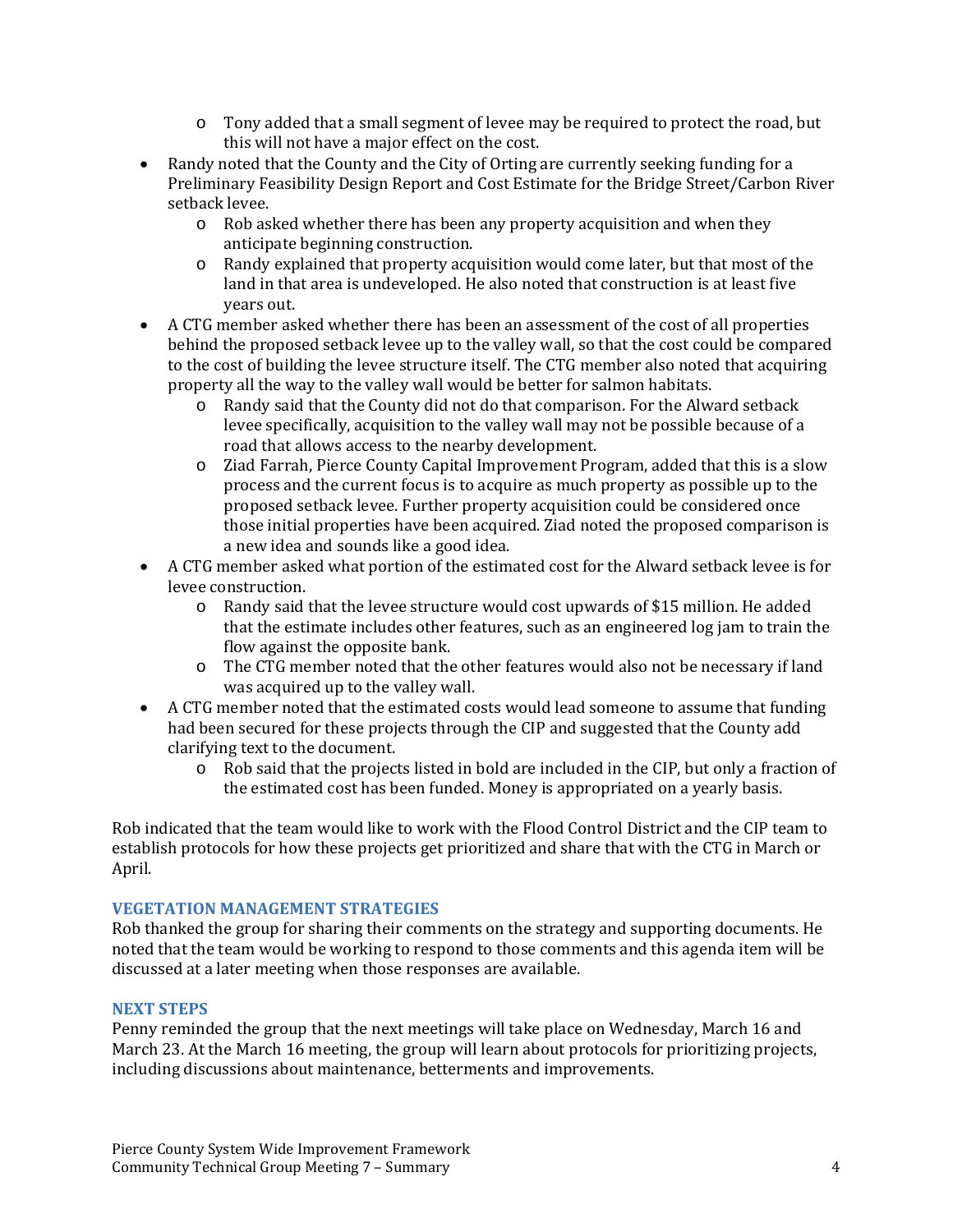- Tony added that a small segment of levee may be required to protect the road, but this will not have a major effect on the cost.
- Randy noted that the County and the City of Orting are currently seeking funding for a Preliminary Feasibility Design Report and Cost Estimate for the Bridge Street/Carbon River setback levee.
    - Rob asked whether there has been any property acquisition and when they anticipate beginning construction.
    - Randy explained that property acquisition would come later, but that most of the land in that area is undeveloped. He also noted that construction is at least five years out.
- A CTG member asked whether there has been an assessment of the cost of all properties behind the proposed setback levee up to the valley wall, so that the cost could be compared to the cost of building the levee structure itself. The CTG member also noted that acquiring property all the way to the valley wall would be better for salmon habitats.
    - Randy said that the County did not do that comparison. For the Alward setback levee specifically, acquisition to the valley wall may not be possible because of a road that allows access to the nearby development.
    - Ziad Farrah, Pierce County Capital Improvement Program, added that this is a slow process and the current focus is to acquire as much property as possible up to the proposed setback levee. Further property acquisition could be considered once those initial properties have been acquired. Ziad noted the proposed comparison is a new idea and sounds like a good idea.
- A CTG member asked what portion of the estimated cost for the Alward setback levee is for levee construction.
    - Randy said that the levee structure would cost upwards of $15 million. He added that the estimate includes other features, such as an engineered log jam to train the flow against the opposite bank.
    - The CTG member noted that the other features would also not be necessary if land was acquired up to the valley wall.
- A CTG member noted that the estimated costs would lead someone to assume that funding had been secured for these projects through the CIP and suggested that the County add clarifying text to the document.
    - Rob said that the projects listed in bold are included in the CIP, but only a fraction of the estimated cost has been funded. Money is appropriated on a yearly basis.

Rob indicated that the team would like to work with the Flood Control District and the CIP team to establish protocols for how these projects get prioritized and share that with the CTG in March or April.

### VEGETATION MANAGEMENT STRATEGIES

Rob thanked the group for sharing their comments on the strategy and supporting documents. He noted that the team would be working to respond to those comments and this agenda item will be discussed at a later meeting when those responses are available.

### NEXT STEPS

Penny reminded the group that the next meetings will take place on Wednesday, March 16 and March 23. At the March 16 meeting, the group will learn about protocols for prioritizing projects, including discussions about maintenance, betterments and improvements.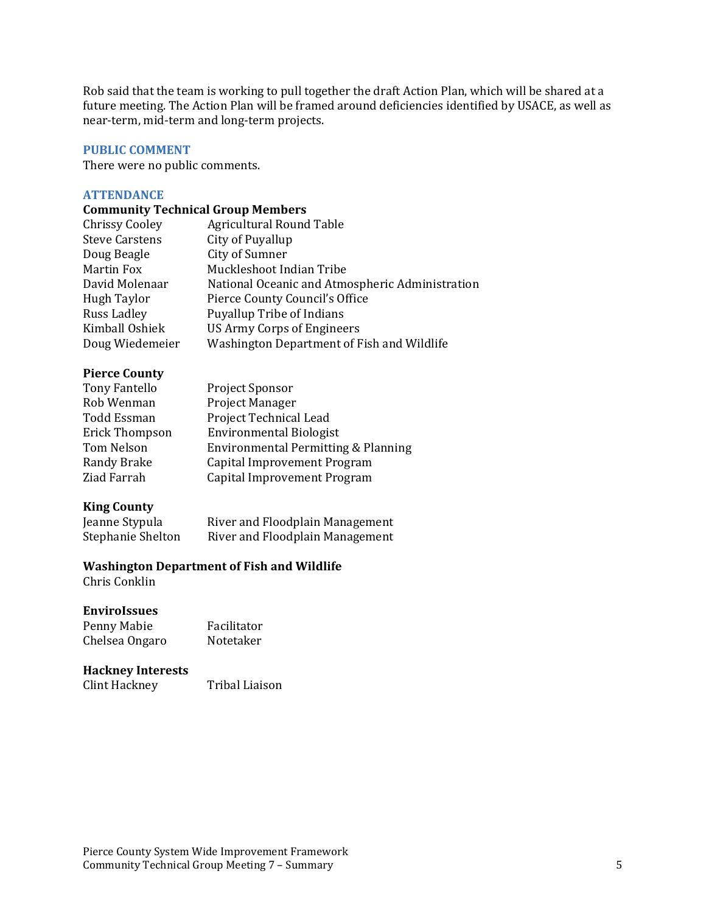Rob said that the team is working to pull together the draft Action Plan, which will be shared at a future meeting. The Action Plan will be framed around deficiencies identified by USACE, as well as near-term, mid-term and long-term projects.

## PUBLIC COMMENT

There were no public comments.

## ATTENDANCE

### Community Technical Group Members

| | |
|---|---|
| Chrissy Cooley | Agricultural Round Table |
| Steve Carstens | City of Puyallup |
| Doug Beagle | City of Sumner |
| Martin Fox | Muckleshoot Indian Tribe |
| David Molenaar | National Oceanic and Atmospheric Administration |
| Hugh Taylor | Pierce County Council's Office |
| Russ Ladley | Puyallup Tribe of Indians |
| Kimball Oshiek | US Army Corps of Engineers |
| Doug Wiedemeier | Washington Department of Fish and Wildlife |

### Pierce County

| | |
|---|---|
| Tony Fantello | Project Sponsor |
| Rob Wenman | Project Manager |
| Todd Essman | Project Technical Lead |
| Erick Thompson | Environmental Biologist |
| Tom Nelson | Environmental Permitting & Planning |
| Randy Brake | Capital Improvement Program |
| Ziad Farrah | Capital Improvement Program |

### King County

| | |
|---|---|
| Jeanne Stypula | River and Floodplain Management |
| Stephanie Shelton | River and Floodplain Management |

### Washington Department of Fish and Wildlife

Chris Conklin

### EnviroIssues

| | |
|---|---|
| Penny Mabie | Facilitator |
| Chelsea Ongaro | Notetaker |

### Hackney Interests

| | |
|---|---|
| Clint Hackney | Tribal Liaison |